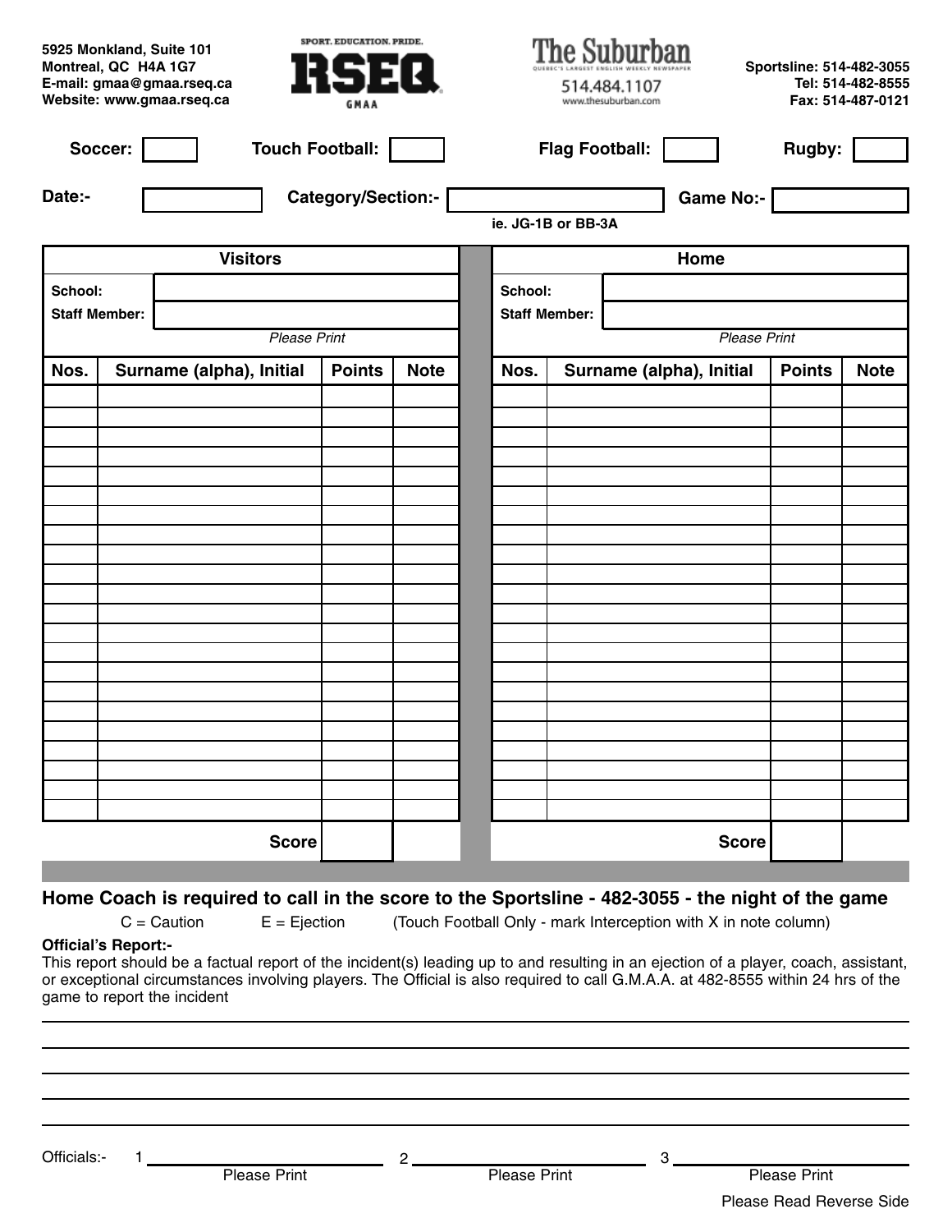5925 Monkland, Suite 101
Montreal, QC H4A 1G7
E-mail: gmaa@gmaa.rseq.ca
Website: www.gmaa.rseq.ca

SPORT. EDUCATION. PRIDE.
RSEQ
GMAA

The Suburban
QUEBEC'S LARGEST ENGLISH WEEKLY NEWSPAPER
514.484.1107
www.thesuburban.com

Sportsline: 514-482-3055
Tel: 514-482-8555
Fax: 514-487-0121

**Soccer:** ☐ **Touch Football:** ☐ **Flag Football:** ☐ **Rugby:** ☐

**Date:-** ____________ **Category/Section:-** ____________ **Game No:-** ____________

ie. JG-1B or BB-3A

| **Visitors** | | | | | **Home** | | | |
|---|---|---|---|---|---|---|---|---|
| **School:** | | | | | **School:** | | | |
| **Staff Member:** | | | | | **Staff Member:** | | | |
| | *Please Print* | | | | | *Please Print* | | |
| **Nos.** | **Surname (alpha), Initial** | **Points** | **Note** | | **Nos.** | **Surname (alpha), Initial** | **Points** | **Note** |
| | | | | | | | | |
| | | | | | | | | |
| | | | | | | | | |
| | | | | | | | | |
| | | | | | | | | |
| | | | | | | | | |
| | | | | | | | | |
| | | | | | | | | |
| | | | | | | | | |
| | | | | | | | | |
| | | | | | | | | |
| | | | | | | | | |
| | | | | | | | | |
| | | | | | | | | |
| | | | | | | | | |
| | | | | | | | | |
| | | | | | | | | |
| | | | | | | | | |
| | | | | | | | | |
| | | | | | | | | |
| | | | | | | | | |
| | | | | | | | | |
| | **Score** | | | | | **Score** | | |

## Home Coach is required to call in the score to the Sportsline - 482-3055 - the night of the game

C = Caution E = Ejection (Touch Football Only - mark Interception with X in note column)

**Official's Report:-**
This report should be a factual report of the incident(s) leading up to and resulting in an ejection of a player, coach, assistant, or exceptional circumstances involving players. The Official is also required to call G.M.A.A. at 482-8555 within 24 hrs of the game to report the incident

_______________________________________________

_______________________________________________

_______________________________________________

_______________________________________________

_______________________________________________

Officials:- 1 ____________ 2 ____________ 3 ____________
Please Print Please Print Please Print

Please Read Reverse Side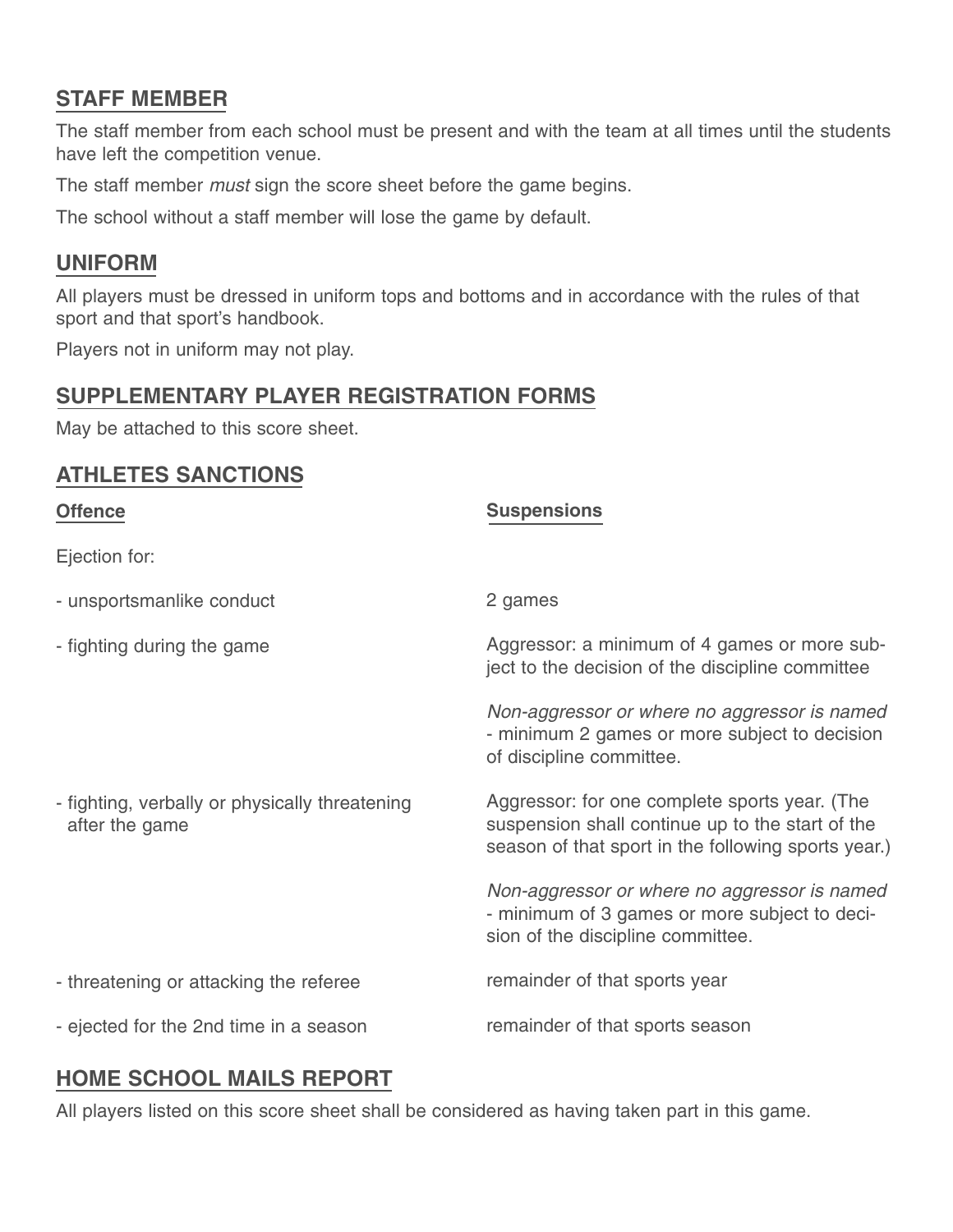## STAFF MEMBER

The staff member from each school must be present and with the team at all times until the students have left the competition venue.

The staff member *must* sign the score sheet before the game begins.

The school without a staff member will lose the game by default.

## UNIFORM

All players must be dressed in uniform tops and bottoms and in accordance with the rules of that sport and that sport's handbook.

Players not in uniform may not play.

## SUPPLEMENTARY PLAYER REGISTRATION FORMS

May be attached to this score sheet.

## ATHLETES SANCTIONS

| Offence | Suspensions |
|---|---|
| Ejection for: | |
| - unsportsmanlike conduct | 2 games |
| - fighting during the game | Aggressor: a minimum of 4 games or more subject to the decision of the discipline committee<br><br>*Non-aggressor or where no aggressor is named* - minimum 2 games or more subject to decision of discipline committee. |
| - fighting, verbally or physically threatening after the game | Aggressor: for one complete sports year. (The suspension shall continue up to the start of the season of that sport in the following sports year.)<br><br>*Non-aggressor or where no aggressor is named* - minimum of 3 games or more subject to decision of the discipline committee. |
| - threatening or attacking the referee | remainder of that sports year |
| - ejected for the 2nd time in a season | remainder of that sports season |

## HOME SCHOOL MAILS REPORT

All players listed on this score sheet shall be considered as having taken part in this game.